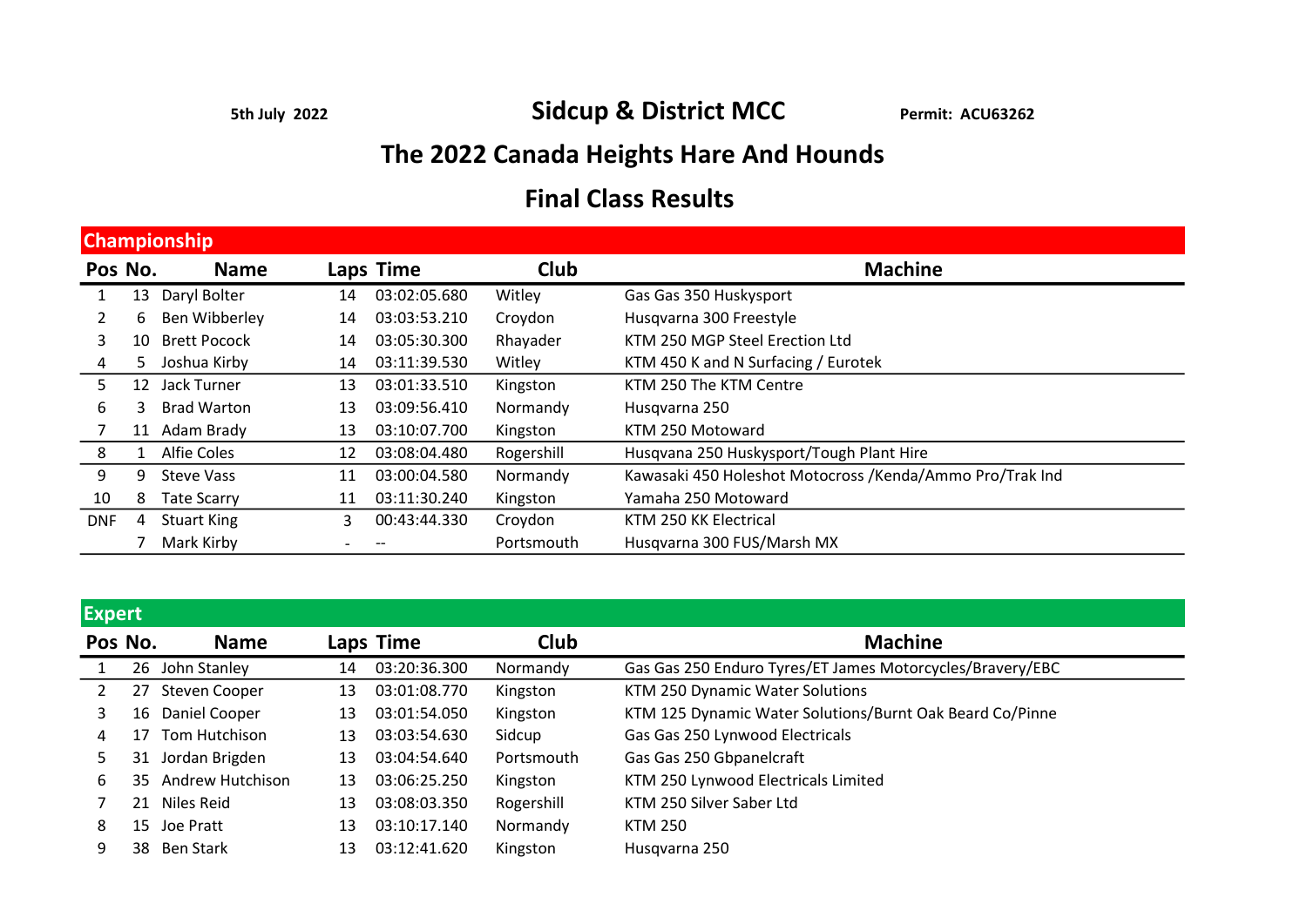**5th July 2022** | **Sidcup & District MCC** | **Permit: ACU63262**

# The 2022 Canada Heights Hare And Hounds

## Final Class Results

### Championship

| Pos | No. | Name | Laps | Time | Club | Machine |
|---|---|---|---|---|---|---|
| 1 | 13 | Daryl Bolter | 14 | 03:02:05.680 | Witley | Gas Gas 350 Huskysport |
| 2 | 6 | Ben Wibberley | 14 | 03:03:53.210 | Croydon | Husqvarna 300 Freestyle |
| 3 | 10 | Brett Pocock | 14 | 03:05:30.300 | Rhayader | KTM 250 MGP Steel Erection Ltd |
| 4 | 5 | Joshua Kirby | 14 | 03:11:39.530 | Witley | KTM 450 K and N Surfacing / Eurotek |
| 5 | 12 | Jack Turner | 13 | 03:01:33.510 | Kingston | KTM 250 The KTM Centre |
| 6 | 3 | Brad Warton | 13 | 03:09:56.410 | Normandy | Husqvarna 250 |
| 7 | 11 | Adam Brady | 13 | 03:10:07.700 | Kingston | KTM 250 Motoward |
| 8 | 1 | Alfie Coles | 12 | 03:08:04.480 | Rogershill | Husqvana 250 Huskysport/Tough Plant Hire |
| 9 | 9 | Steve Vass | 11 | 03:00:04.580 | Normandy | Kawasaki 450 Holeshot Motocross /Kenda/Ammo Pro/Trak Ind |
| 10 | 8 | Tate Scarry | 11 | 03:11:30.240 | Kingston | Yamaha 250 Motoward |
| DNF | 4 | Stuart King | 3 | 00:43:44.330 | Croydon | KTM 250 KK Electrical |
| | 7 | Mark Kirby | - | -- | Portsmouth | Husqvarna 300 FUS/Marsh MX |

### Expert

| Pos | No. | Name | Laps | Time | Club | Machine |
|---|---|---|---|---|---|---|
| 1 | 26 | John Stanley | 14 | 03:20:36.300 | Normandy | Gas Gas 250 Enduro Tyres/ET James Motorcycles/Bravery/EBC |
| 2 | 27 | Steven Cooper | 13 | 03:01:08.770 | Kingston | KTM 250 Dynamic Water Solutions |
| 3 | 16 | Daniel Cooper | 13 | 03:01:54.050 | Kingston | KTM 125 Dynamic Water Solutions/Burnt Oak Beard Co/Pinne |
| 4 | 17 | Tom Hutchison | 13 | 03:03:54.630 | Sidcup | Gas Gas 250 Lynwood Electricals |
| 5 | 31 | Jordan Brigden | 13 | 03:04:54.640 | Portsmouth | Gas Gas 250 Gbpanelcraft |
| 6 | 35 | Andrew Hutchison | 13 | 03:06:25.250 | Kingston | KTM 250 Lynwood Electricals Limited |
| 7 | 21 | Niles Reid | 13 | 03:08:03.350 | Rogershill | KTM 250 Silver Saber Ltd |
| 8 | 15 | Joe Pratt | 13 | 03:10:17.140 | Normandy | KTM 250 |
| 9 | 38 | Ben Stark | 13 | 03:12:41.620 | Kingston | Husqvarna 250 |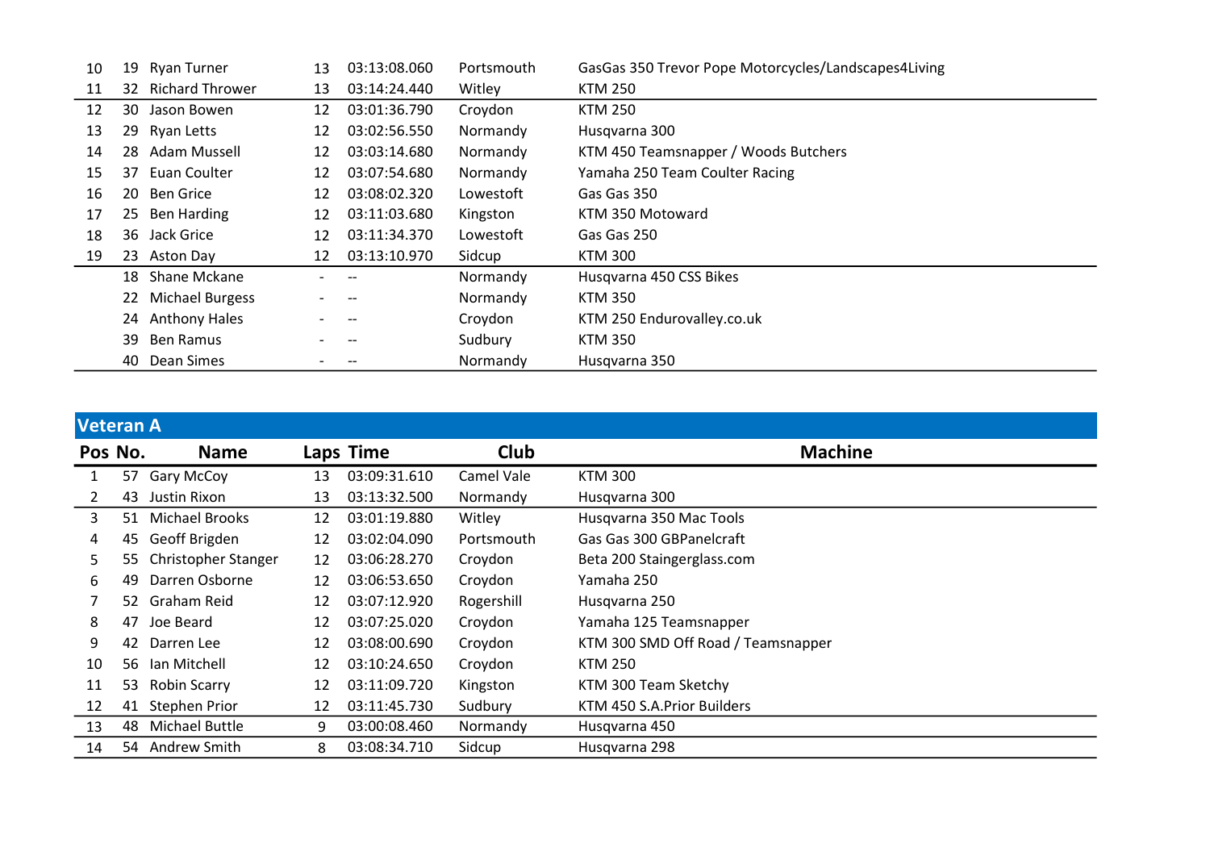| Pos | No. | Name | Laps | Time | Club | Machine |
|---|---|---|---|---|---|---|
| 10 | 19 | Ryan Turner | 13 | 03:13:08.060 | Portsmouth | GasGas 350 Trevor Pope Motorcycles/Landscapes4Living |
| 11 | 32 | Richard Thrower | 13 | 03:14:24.440 | Witley | KTM 250 |
| 12 | 30 | Jason Bowen | 12 | 03:01:36.790 | Croydon | KTM 250 |
| 13 | 29 | Ryan Letts | 12 | 03:02:56.550 | Normandy | Husqvarna 300 |
| 14 | 28 | Adam Mussell | 12 | 03:03:14.680 | Normandy | KTM 450 Teamsnapper / Woods Butchers |
| 15 | 37 | Euan Coulter | 12 | 03:07:54.680 | Normandy | Yamaha 250 Team Coulter Racing |
| 16 | 20 | Ben Grice | 12 | 03:08:02.320 | Lowestoft | Gas Gas 350 |
| 17 | 25 | Ben Harding | 12 | 03:11:03.680 | Kingston | KTM 350 Motoward |
| 18 | 36 | Jack Grice | 12 | 03:11:34.370 | Lowestoft | Gas Gas 250 |
| 19 | 23 | Aston Day | 12 | 03:13:10.970 | Sidcup | KTM 300 |
| | 18 | Shane Mckane | - | -- | Normandy | Husqvarna 450 CSS Bikes |
| | 22 | Michael Burgess | - | -- | Normandy | KTM 350 |
| | 24 | Anthony Hales | - | -- | Croydon | KTM 250 Endurovalley.co.uk |
| | 39 | Ben Ramus | - | -- | Sudbury | KTM 350 |
| | 40 | Dean Simes | - | -- | Normandy | Husqvarna 350 |

## Veteran A

| Pos | No. | Name | Laps | Time | Club | Machine |
|---|---|---|---|---|---|---|
| 1 | 57 | Gary McCoy | 13 | 03:09:31.610 | Camel Vale | KTM 300 |
| 2 | 43 | Justin Rixon | 13 | 03:13:32.500 | Normandy | Husqvarna 300 |
| 3 | 51 | Michael Brooks | 12 | 03:01:19.880 | Witley | Husqvarna 350 Mac Tools |
| 4 | 45 | Geoff Brigden | 12 | 03:02:04.090 | Portsmouth | Gas Gas 300 GBPanelcraft |
| 5 | 55 | Christopher Stanger | 12 | 03:06:28.270 | Croydon | Beta 200 Staingerglass.com |
| 6 | 49 | Darren Osborne | 12 | 03:06:53.650 | Croydon | Yamaha 250 |
| 7 | 52 | Graham Reid | 12 | 03:07:12.920 | Rogershill | Husqvarna 250 |
| 8 | 47 | Joe Beard | 12 | 03:07:25.020 | Croydon | Yamaha 125 Teamsnapper |
| 9 | 42 | Darren Lee | 12 | 03:08:00.690 | Croydon | KTM 300 SMD Off Road / Teamsnapper |
| 10 | 56 | Ian Mitchell | 12 | 03:10:24.650 | Croydon | KTM 250 |
| 11 | 53 | Robin Scarry | 12 | 03:11:09.720 | Kingston | KTM 300 Team Sketchy |
| 12 | 41 | Stephen Prior | 12 | 03:11:45.730 | Sudbury | KTM 450 S.A.Prior Builders |
| 13 | 48 | Michael Buttle | 9 | 03:00:08.460 | Normandy | Husqvarna 450 |
| 14 | 54 | Andrew Smith | 8 | 03:08:34.710 | Sidcup | Husqvarna 298 |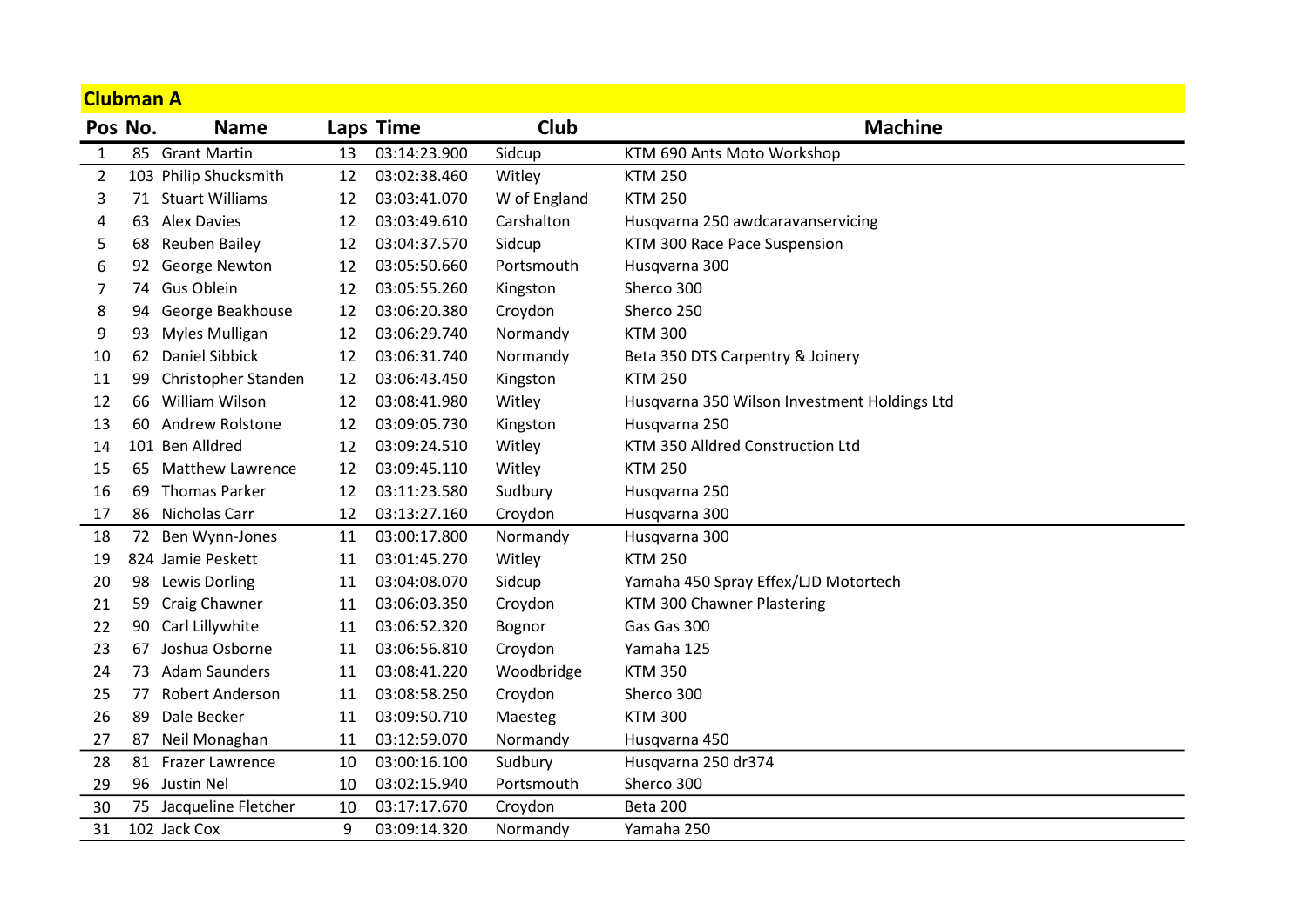## Clubman A

| Pos | No. | Name | Laps | Time | Club | Machine |
|---|---|---|---|---|---|---|
| 1 | 85 | Grant Martin | 13 | 03:14:23.900 | Sidcup | KTM 690 Ants Moto Workshop |
| 2 | 103 | Philip Shucksmith | 12 | 03:02:38.460 | Witley | KTM 250 |
| 3 | 71 | Stuart Williams | 12 | 03:03:41.070 | W of England | KTM 250 |
| 4 | 63 | Alex Davies | 12 | 03:03:49.610 | Carshalton | Husqvarna 250 awdcaravanservicing |
| 5 | 68 | Reuben Bailey | 12 | 03:04:37.570 | Sidcup | KTM 300 Race Pace Suspension |
| 6 | 92 | George Newton | 12 | 03:05:50.660 | Portsmouth | Husqvarna 300 |
| 7 | 74 | Gus Oblein | 12 | 03:05:55.260 | Kingston | Sherco 300 |
| 8 | 94 | George Beakhouse | 12 | 03:06:20.380 | Croydon | Sherco 250 |
| 9 | 93 | Myles Mulligan | 12 | 03:06:29.740 | Normandy | KTM 300 |
| 10 | 62 | Daniel Sibbick | 12 | 03:06:31.740 | Normandy | Beta 350 DTS Carpentry & Joinery |
| 11 | 99 | Christopher Standen | 12 | 03:06:43.450 | Kingston | KTM 250 |
| 12 | 66 | William Wilson | 12 | 03:08:41.980 | Witley | Husqvarna 350 Wilson Investment Holdings Ltd |
| 13 | 60 | Andrew Rolstone | 12 | 03:09:05.730 | Kingston | Husqvarna 250 |
| 14 | 101 | Ben Alldred | 12 | 03:09:24.510 | Witley | KTM 350 Alldred Construction Ltd |
| 15 | 65 | Matthew Lawrence | 12 | 03:09:45.110 | Witley | KTM 250 |
| 16 | 69 | Thomas Parker | 12 | 03:11:23.580 | Sudbury | Husqvarna 250 |
| 17 | 86 | Nicholas Carr | 12 | 03:13:27.160 | Croydon | Husqvarna 300 |
| 18 | 72 | Ben Wynn-Jones | 11 | 03:00:17.800 | Normandy | Husqvarna 300 |
| 19 | 824 | Jamie Peskett | 11 | 03:01:45.270 | Witley | KTM 250 |
| 20 | 98 | Lewis Dorling | 11 | 03:04:08.070 | Sidcup | Yamaha 450 Spray Effex/LJD Motortech |
| 21 | 59 | Craig Chawner | 11 | 03:06:03.350 | Croydon | KTM 300 Chawner Plastering |
| 22 | 90 | Carl Lillywhite | 11 | 03:06:52.320 | Bognor | Gas Gas 300 |
| 23 | 67 | Joshua Osborne | 11 | 03:06:56.810 | Croydon | Yamaha 125 |
| 24 | 73 | Adam Saunders | 11 | 03:08:41.220 | Woodbridge | KTM 350 |
| 25 | 77 | Robert Anderson | 11 | 03:08:58.250 | Croydon | Sherco 300 |
| 26 | 89 | Dale Becker | 11 | 03:09:50.710 | Maesteg | KTM 300 |
| 27 | 87 | Neil Monaghan | 11 | 03:12:59.070 | Normandy | Husqvarna 450 |
| 28 | 81 | Frazer Lawrence | 10 | 03:00:16.100 | Sudbury | Husqvarna 250 dr374 |
| 29 | 96 | Justin Nel | 10 | 03:02:15.940 | Portsmouth | Sherco 300 |
| 30 | 75 | Jacqueline Fletcher | 10 | 03:17:17.670 | Croydon | Beta 200 |
| 31 | 102 | Jack Cox | 9 | 03:09:14.320 | Normandy | Yamaha 250 |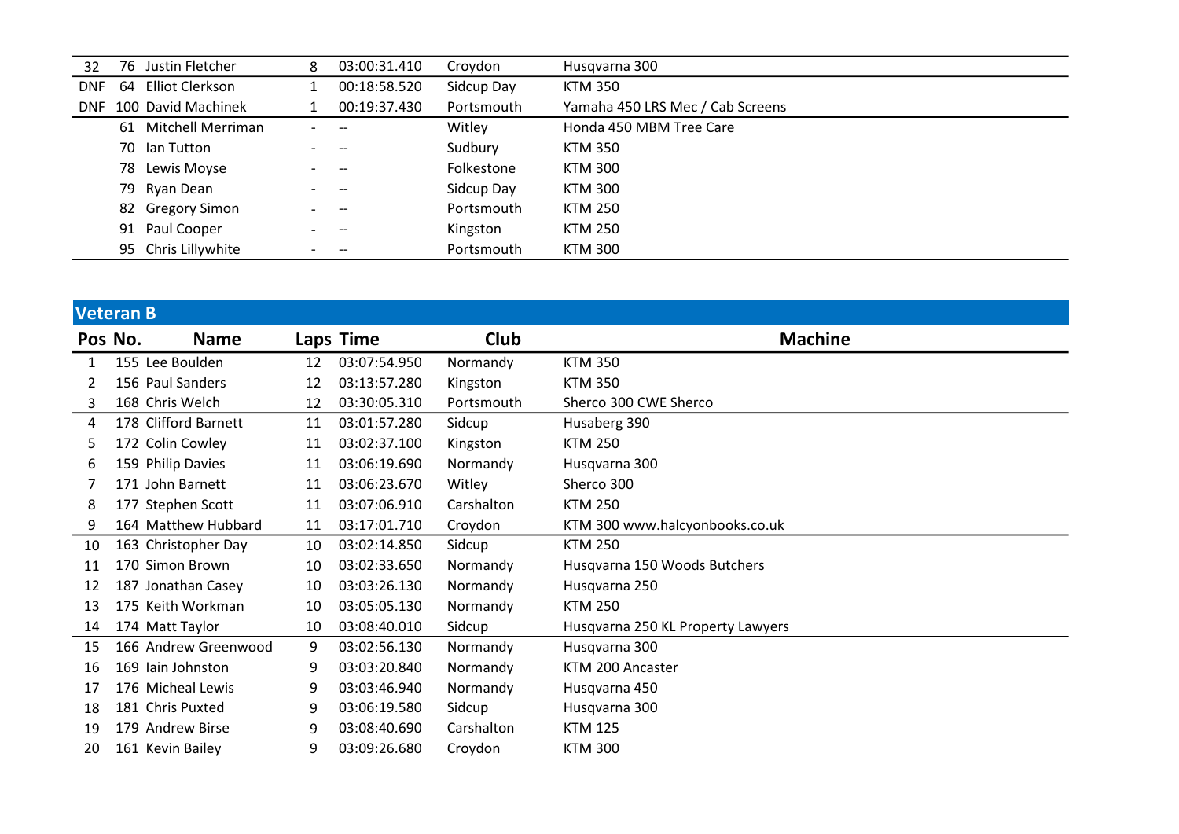| Pos | No. | Name | Laps | Time | Club | Machine |
|---|---|---|---|---|---|---|
| 32 | 76 | Justin Fletcher | 8 | 03:00:31.410 | Croydon | Husqvarna 300 |
| DNF | 64 | Elliot Clerkson | 1 | 00:18:58.520 | Sidcup Day | KTM 350 |
| DNF | 100 | David Machinek | 1 | 00:19:37.430 | Portsmouth | Yamaha 450 LRS Mec / Cab Screens |
| | 61 | Mitchell Merriman | - | -- | Witley | Honda 450 MBM Tree Care |
| | 70 | Ian Tutton | - | -- | Sudbury | KTM 350 |
| | 78 | Lewis Moyse | - | -- | Folkestone | KTM 300 |
| | 79 | Ryan Dean | - | -- | Sidcup Day | KTM 300 |
| | 82 | Gregory Simon | - | -- | Portsmouth | KTM 250 |
| | 91 | Paul Cooper | - | -- | Kingston | KTM 250 |
| | 95 | Chris Lillywhite | - | -- | Portsmouth | KTM 300 |

## Veteran B

| Pos | No. | Name | Laps | Time | Club | Machine |
|---|---|---|---|---|---|---|
| 1 | 155 | Lee Boulden | 12 | 03:07:54.950 | Normandy | KTM 350 |
| 2 | 156 | Paul Sanders | 12 | 03:13:57.280 | Kingston | KTM 350 |
| 3 | 168 | Chris Welch | 12 | 03:30:05.310 | Portsmouth | Sherco 300 CWE Sherco |
| 4 | 178 | Clifford Barnett | 11 | 03:01:57.280 | Sidcup | Husaberg 390 |
| 5 | 172 | Colin Cowley | 11 | 03:02:37.100 | Kingston | KTM 250 |
| 6 | 159 | Philip Davies | 11 | 03:06:19.690 | Normandy | Husqvarna 300 |
| 7 | 171 | John Barnett | 11 | 03:06:23.670 | Witley | Sherco 300 |
| 8 | 177 | Stephen Scott | 11 | 03:07:06.910 | Carshalton | KTM 250 |
| 9 | 164 | Matthew Hubbard | 11 | 03:17:01.710 | Croydon | KTM 300 www.halcyonbooks.co.uk |
| 10 | 163 | Christopher Day | 10 | 03:02:14.850 | Sidcup | KTM 250 |
| 11 | 170 | Simon Brown | 10 | 03:02:33.650 | Normandy | Husqvarna 150 Woods Butchers |
| 12 | 187 | Jonathan Casey | 10 | 03:03:26.130 | Normandy | Husqvarna 250 |
| 13 | 175 | Keith Workman | 10 | 03:05:05.130 | Normandy | KTM 250 |
| 14 | 174 | Matt Taylor | 10 | 03:08:40.010 | Sidcup | Husqvarna 250 KL Property Lawyers |
| 15 | 166 | Andrew Greenwood | 9 | 03:02:56.130 | Normandy | Husqvarna 300 |
| 16 | 169 | Iain Johnston | 9 | 03:03:20.840 | Normandy | KTM 200 Ancaster |
| 17 | 176 | Micheal Lewis | 9 | 03:03:46.940 | Normandy | Husqvarna 450 |
| 18 | 181 | Chris Puxted | 9 | 03:06:19.580 | Sidcup | Husqvarna 300 |
| 19 | 179 | Andrew Birse | 9 | 03:08:40.690 | Carshalton | KTM 125 |
| 20 | 161 | Kevin Bailey | 9 | 03:09:26.680 | Croydon | KTM 300 |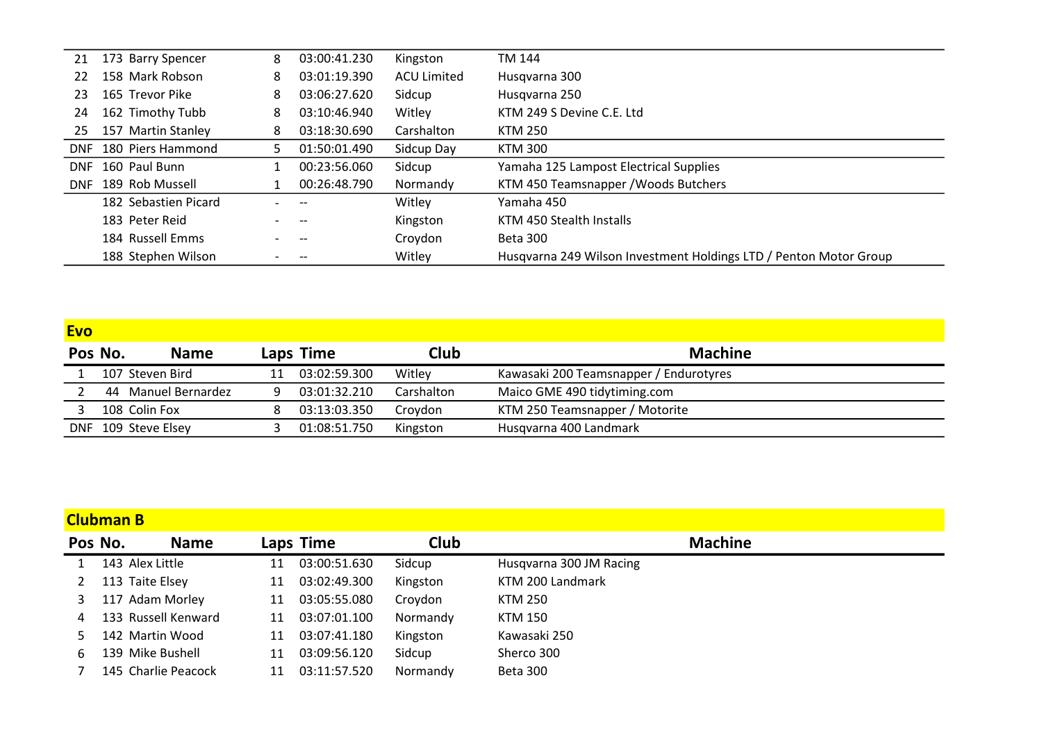| Pos | No. | Name | Laps | Time | Club | Machine |
|---|---|---|---|---|---|---|
| 21 | 173 | Barry Spencer | 8 | 03:00:41.230 | Kingston | TM 144 |
| 22 | 158 | Mark Robson | 8 | 03:01:19.390 | ACU Limited | Husqvarna 300 |
| 23 | 165 | Trevor Pike | 8 | 03:06:27.620 | Sidcup | Husqvarna 250 |
| 24 | 162 | Timothy Tubb | 8 | 03:10:46.940 | Witley | KTM 249 S Devine C.E. Ltd |
| 25 | 157 | Martin Stanley | 8 | 03:18:30.690 | Carshalton | KTM 250 |
| DNF | 180 | Piers Hammond | 5 | 01:50:01.490 | Sidcup Day | KTM 300 |
| DNF | 160 | Paul Bunn | 1 | 00:23:56.060 | Sidcup | Yamaha 125 Lampost Electrical Supplies |
| DNF | 189 | Rob Mussell | 1 | 00:26:48.790 | Normandy | KTM 450 Teamsnapper /Woods Butchers |
| | 182 | Sebastien Picard | - | -- | Witley | Yamaha 450 |
| | 183 | Peter Reid | - | -- | Kingston | KTM 450 Stealth Installs |
| | 184 | Russell Emms | - | -- | Croydon | Beta 300 |
| | 188 | Stephen Wilson | - | -- | Witley | Husqvarna 249 Wilson Investment Holdings LTD / Penton Motor Group |

## Evo

| Pos | No. | Name | Laps | Time | Club | Machine |
|---|---|---|---|---|---|---|
| 1 | 107 | Steven Bird | 11 | 03:02:59.300 | Witley | Kawasaki 200 Teamsnapper / Endurotyres |
| 2 | 44 | Manuel Bernardez | 9 | 03:01:32.210 | Carshalton | Maico GME 490 tidytiming.com |
| 3 | 108 | Colin Fox | 8 | 03:13:03.350 | Croydon | KTM 250 Teamsnapper / Motorite |
| DNF | 109 | Steve Elsey | 3 | 01:08:51.750 | Kingston | Husqvarna 400 Landmark |

## Clubman B

| Pos | No. | Name | Laps | Time | Club | Machine |
|---|---|---|---|---|---|---|
| 1 | 143 | Alex Little | 11 | 03:00:51.630 | Sidcup | Husqvarna 300 JM Racing |
| 2 | 113 | Taite Elsey | 11 | 03:02:49.300 | Kingston | KTM 200 Landmark |
| 3 | 117 | Adam Morley | 11 | 03:05:55.080 | Croydon | KTM 250 |
| 4 | 133 | Russell Kenward | 11 | 03:07:01.100 | Normandy | KTM 150 |
| 5 | 142 | Martin Wood | 11 | 03:07:41.180 | Kingston | Kawasaki 250 |
| 6 | 139 | Mike Bushell | 11 | 03:09:56.120 | Sidcup | Sherco 300 |
| 7 | 145 | Charlie Peacock | 11 | 03:11:57.520 | Normandy | Beta 300 |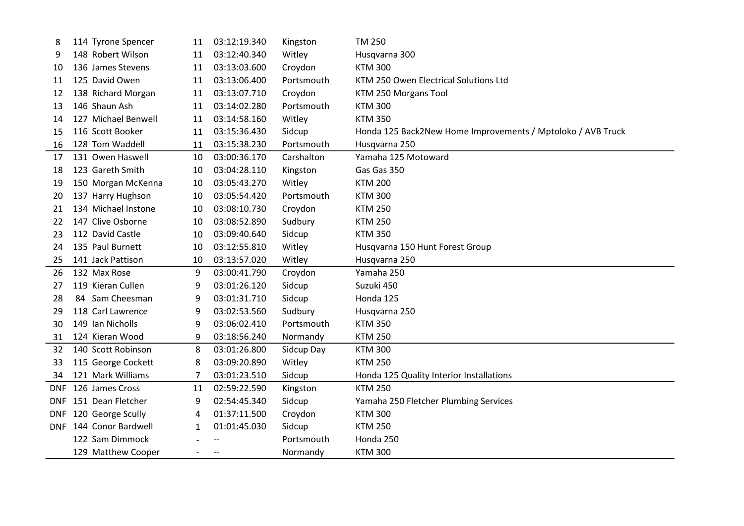| | | | | | |
|---|---|---|---|---|---|
| 8 | 114 Tyrone Spencer | 11 | 03:12:19.340 | Kingston | TM 250 |
| 9 | 148 Robert Wilson | 11 | 03:12:40.340 | Witley | Husqvarna 300 |
| 10 | 136 James Stevens | 11 | 03:13:03.600 | Croydon | KTM 300 |
| 11 | 125 David Owen | 11 | 03:13:06.400 | Portsmouth | KTM 250 Owen Electrical Solutions Ltd |
| 12 | 138 Richard Morgan | 11 | 03:13:07.710 | Croydon | KTM 250 Morgans Tool |
| 13 | 146 Shaun Ash | 11 | 03:14:02.280 | Portsmouth | KTM 300 |
| 14 | 127 Michael Benwell | 11 | 03:14:58.160 | Witley | KTM 350 |
| 15 | 116 Scott Booker | 11 | 03:15:36.430 | Sidcup | Honda 125 Back2New Home Improvements / Mptoloko / AVB Truck |
| 16 | 128 Tom Waddell | 11 | 03:15:38.230 | Portsmouth | Husqvarna 250 |
| 17 | 131 Owen Haswell | 10 | 03:00:36.170 | Carshalton | Yamaha 125 Motoward |
| 18 | 123 Gareth Smith | 10 | 03:04:28.110 | Kingston | Gas Gas 350 |
| 19 | 150 Morgan McKenna | 10 | 03:05:43.270 | Witley | KTM 200 |
| 20 | 137 Harry Hughson | 10 | 03:05:54.420 | Portsmouth | KTM 300 |
| 21 | 134 Michael Instone | 10 | 03:08:10.730 | Croydon | KTM 250 |
| 22 | 147 Clive Osborne | 10 | 03:08:52.890 | Sudbury | KTM 250 |
| 23 | 112 David Castle | 10 | 03:09:40.640 | Sidcup | KTM 350 |
| 24 | 135 Paul Burnett | 10 | 03:12:55.810 | Witley | Husqvarna 150 Hunt Forest Group |
| 25 | 141 Jack Pattison | 10 | 03:13:57.020 | Witley | Husqvarna 250 |
| 26 | 132 Max Rose | 9 | 03:00:41.790 | Croydon | Yamaha 250 |
| 27 | 119 Kieran Cullen | 9 | 03:01:26.120 | Sidcup | Suzuki 450 |
| 28 | 84 Sam Cheesman | 9 | 03:01:31.710 | Sidcup | Honda 125 |
| 29 | 118 Carl Lawrence | 9 | 03:02:53.560 | Sudbury | Husqvarna 250 |
| 30 | 149 Ian Nicholls | 9 | 03:06:02.410 | Portsmouth | KTM 350 |
| 31 | 124 Kieran Wood | 9 | 03:18:56.240 | Normandy | KTM 250 |
| 32 | 140 Scott Robinson | 8 | 03:01:26.800 | Sidcup Day | KTM 300 |
| 33 | 115 George Cockett | 8 | 03:09:20.890 | Witley | KTM 250 |
| 34 | 121 Mark Williams | 7 | 03:01:23.510 | Sidcup | Honda 125 Quality Interior Installations |
| DNF | 126 James Cross | 11 | 02:59:22.590 | Kingston | KTM 250 |
| DNF | 151 Dean Fletcher | 9 | 02:54:45.340 | Sidcup | Yamaha 250 Fletcher Plumbing Services |
| DNF | 120 George Scully | 4 | 01:37:11.500 | Croydon | KTM 300 |
| DNF | 144 Conor Bardwell | 1 | 01:01:45.030 | Sidcup | KTM 250 |
| | 122 Sam Dimmock | - | -- | Portsmouth | Honda 250 |
| | 129 Matthew Cooper | - | -- | Normandy | KTM 300 |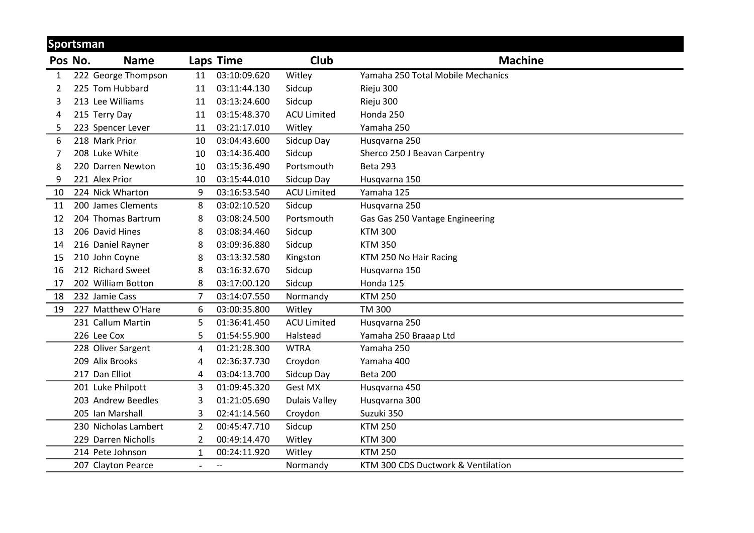## Sportsman

| Pos | No. | Name | Laps | Time | Club | Machine |
|---|---|---|---|---|---|---|
| 1 | 222 | George Thompson | 11 | 03:10:09.620 | Witley | Yamaha 250 Total Mobile Mechanics |
| 2 | 225 | Tom Hubbard | 11 | 03:11:44.130 | Sidcup | Rieju 300 |
| 3 | 213 | Lee Williams | 11 | 03:13:24.600 | Sidcup | Rieju 300 |
| 4 | 215 | Terry Day | 11 | 03:15:48.370 | ACU Limited | Honda 250 |
| 5 | 223 | Spencer Lever | 11 | 03:21:17.010 | Witley | Yamaha 250 |
| 6 | 218 | Mark Prior | 10 | 03:04:43.600 | Sidcup Day | Husqvarna 250 |
| 7 | 208 | Luke White | 10 | 03:14:36.400 | Sidcup | Sherco 250 J Beavan Carpentry |
| 8 | 220 | Darren Newton | 10 | 03:15:36.490 | Portsmouth | Beta 293 |
| 9 | 221 | Alex Prior | 10 | 03:15:44.010 | Sidcup Day | Husqvarna 150 |
| 10 | 224 | Nick Wharton | 9 | 03:16:53.540 | ACU Limited | Yamaha 125 |
| 11 | 200 | James Clements | 8 | 03:02:10.520 | Sidcup | Husqvarna 250 |
| 12 | 204 | Thomas Bartrum | 8 | 03:08:24.500 | Portsmouth | Gas Gas 250 Vantage Engineering |
| 13 | 206 | David Hines | 8 | 03:08:34.460 | Sidcup | KTM 300 |
| 14 | 216 | Daniel Rayner | 8 | 03:09:36.880 | Sidcup | KTM 350 |
| 15 | 210 | John Coyne | 8 | 03:13:32.580 | Kingston | KTM 250 No Hair Racing |
| 16 | 212 | Richard Sweet | 8 | 03:16:32.670 | Sidcup | Husqvarna 150 |
| 17 | 202 | William Botton | 8 | 03:17:00.120 | Sidcup | Honda 125 |
| 18 | 232 | Jamie Cass | 7 | 03:14:07.550 | Normandy | KTM 250 |
| 19 | 227 | Matthew O'Hare | 6 | 03:00:35.800 | Witley | TM 300 |
| | 231 | Callum Martin | 5 | 01:36:41.450 | ACU Limited | Husqvarna 250 |
| | 226 | Lee Cox | 5 | 01:54:55.900 | Halstead | Yamaha 250 Braaap Ltd |
| | 228 | Oliver Sargent | 4 | 01:21:28.300 | WTRA | Yamaha 250 |
| | 209 | Alix Brooks | 4 | 02:36:37.730 | Croydon | Yamaha 400 |
| | 217 | Dan Elliot | 4 | 03:04:13.700 | Sidcup Day | Beta 200 |
| | 201 | Luke Philpott | 3 | 01:09:45.320 | Gest MX | Husqvarna 450 |
| | 203 | Andrew Beedles | 3 | 01:21:05.690 | Dulais Valley | Husqvarna 300 |
| | 205 | Ian Marshall | 3 | 02:41:14.560 | Croydon | Suzuki 350 |
| | 230 | Nicholas Lambert | 2 | 00:45:47.710 | Sidcup | KTM 250 |
| | 229 | Darren Nicholls | 2 | 00:49:14.470 | Witley | KTM 300 |
| | 214 | Pete Johnson | 1 | 00:24:11.920 | Witley | KTM 250 |
| | 207 | Clayton Pearce | - | -- | Normandy | KTM 300 CDS Ductwork & Ventilation |